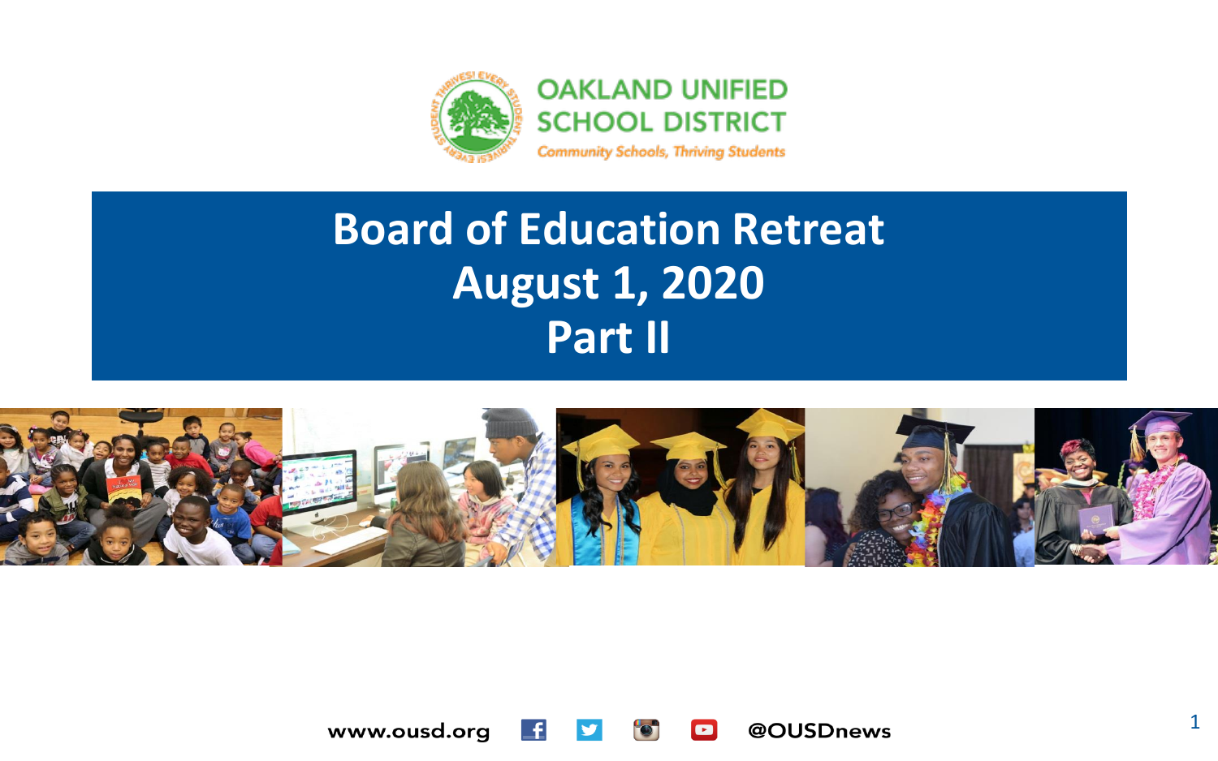OAKLAND UNIFIED SCHOOL DISTRICT

*Community Schools, Thriving Students*

# Board of Education Retreat
# August 1, 2020
# Part II

www.ousd.org @OUSDnews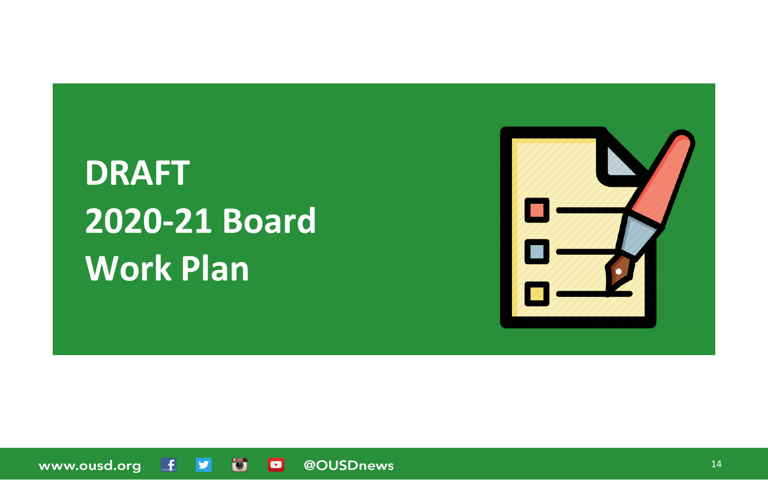# DRAFT
# 2020-21 Board Work Plan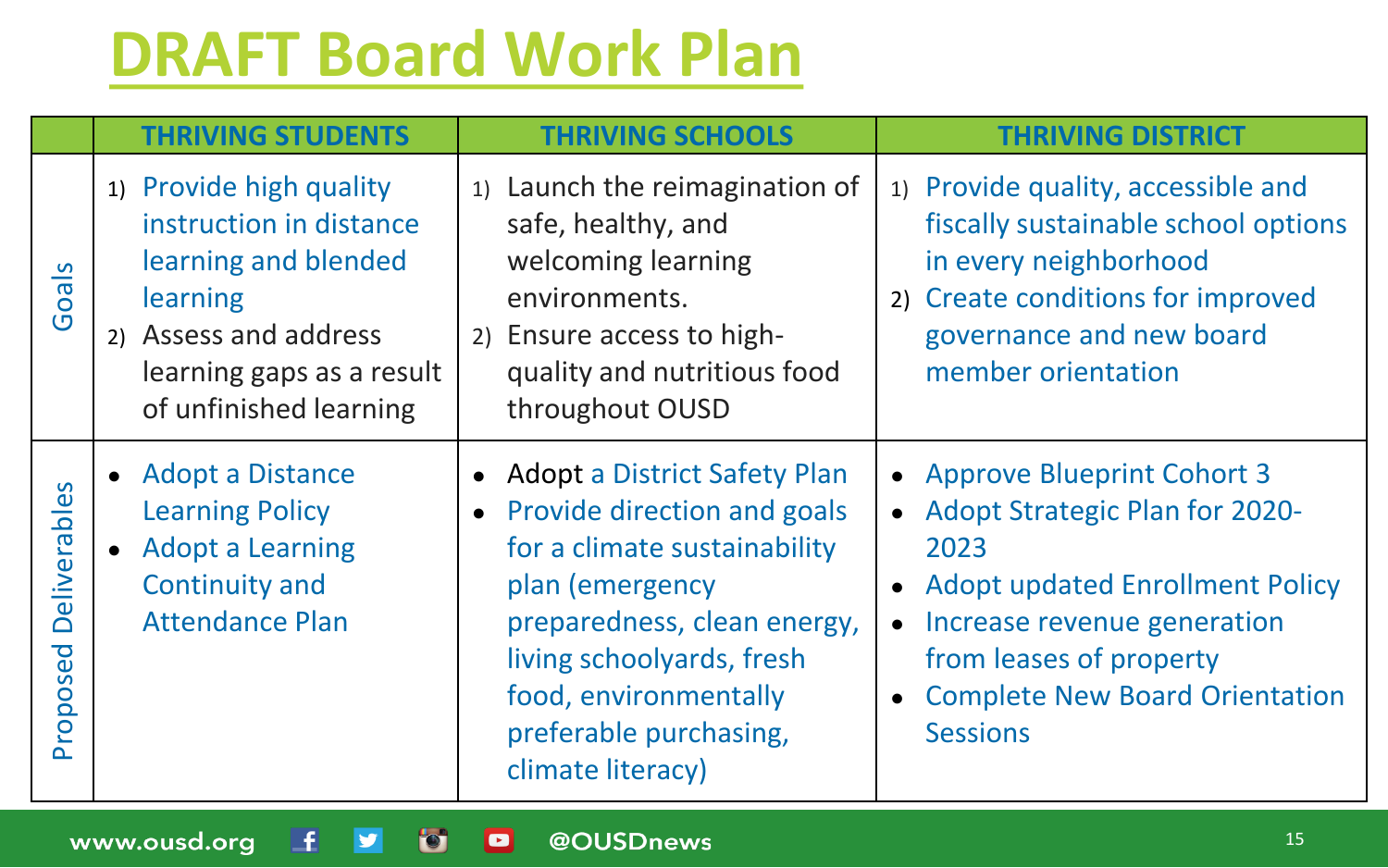# DRAFT Board Work Plan

| | THRIVING STUDENTS | THRIVING SCHOOLS | THRIVING DISTRICT |
|---|---|---|---|
| Goals | 1) Provide high quality instruction in distance learning and blended learning<br>2) Assess and address learning gaps as a result of unfinished learning | 1) Launch the reimagination of safe, healthy, and welcoming learning environments.<br>2) Ensure access to high-quality and nutritious food throughout OUSD | 1) Provide quality, accessible and fiscally sustainable school options in every neighborhood<br>2) Create conditions for improved governance and new board member orientation |
| Proposed Deliverables | • Adopt a Distance Learning Policy<br>• Adopt a Learning Continuity and Attendance Plan | • Adopt a District Safety Plan<br>• Provide direction and goals for a climate sustainability plan (emergency preparedness, clean energy, living schoolyards, fresh food, environmentally preferable purchasing, climate literacy) | • Approve Blueprint Cohort 3<br>• Adopt Strategic Plan for 2020-2023<br>• Adopt updated Enrollment Policy<br>• Increase revenue generation from leases of property<br>• Complete New Board Orientation Sessions |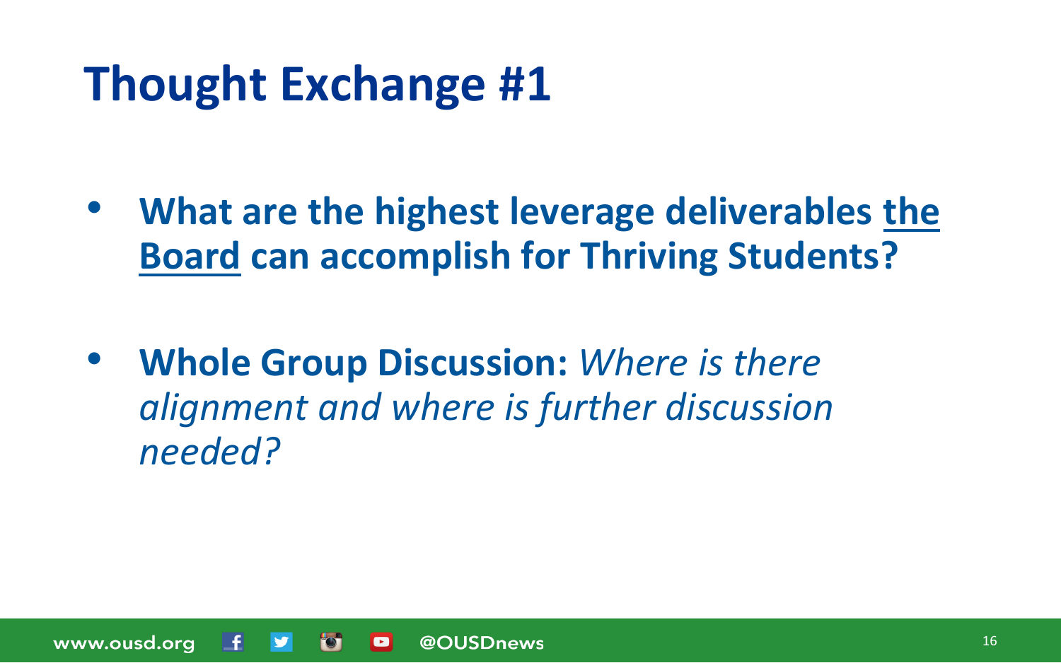# Thought Exchange #1

- **What are the highest leverage deliverables <u>the Board</u> can accomplish for Thriving Students?**

- **Whole Group Discussion:** *Where is there alignment and where is further discussion needed?*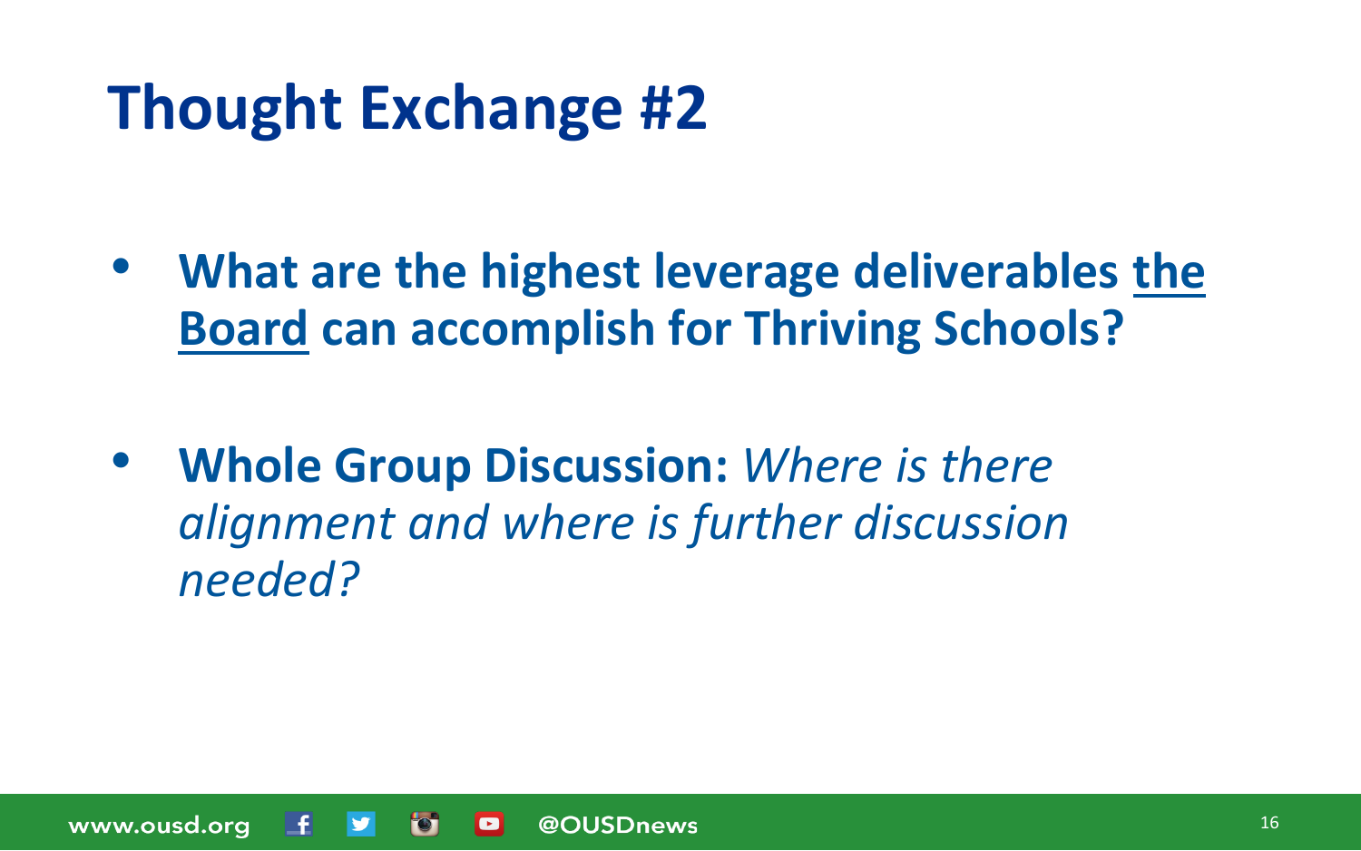# Thought Exchange #2

- **What are the highest leverage deliverables <u>the Board</u> can accomplish for Thriving Schools?**

- **Whole Group Discussion:** *Where is there alignment and where is further discussion needed?*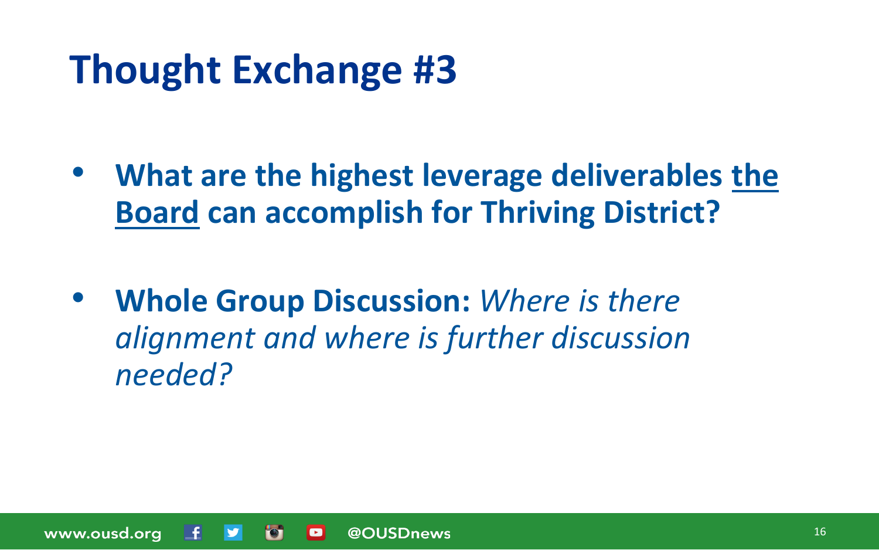# Thought Exchange #3

- **What are the highest leverage deliverables the Board can accomplish for Thriving District?**

- **Whole Group Discussion:** *Where is there alignment and where is further discussion needed?*